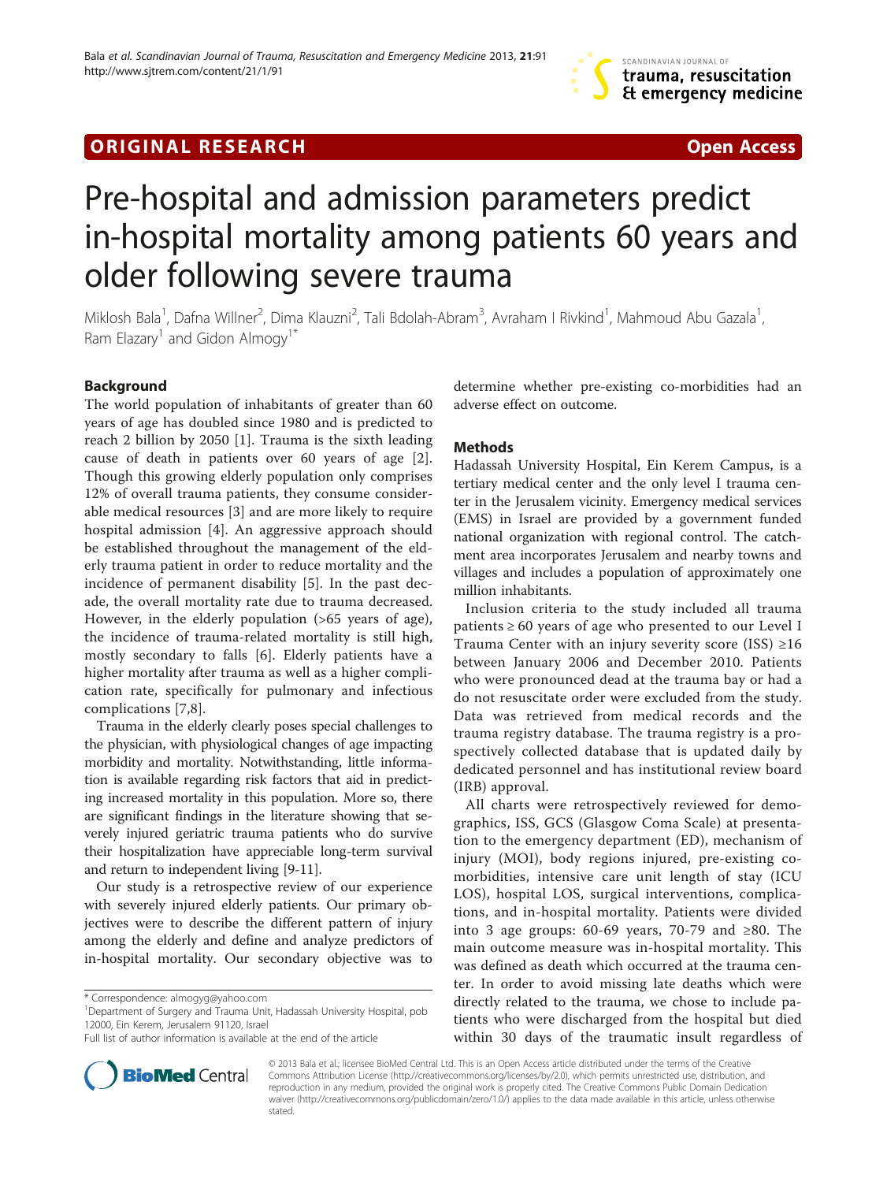ORIGINAL RESEARCH Open Access

# Pre-hospital and admission parameters predict in-hospital mortality among patients 60 years and older following severe trauma

Miklosh Bala[1], Dafna Willner[2], Dima Klauzni[2], Tali Bdolah-Abram[3], Avraham I Rivkind[1], Mahmoud Abu Gazala[1], Ram Elazary[1] and Gidon Almogy[1*]

## Background

The world population of inhabitants of greater than 60 years of age has doubled since 1980 and is predicted to reach 2 billion by 2050 [1]. Trauma is the sixth leading cause of death in patients over 60 years of age [2]. Though this growing elderly population only comprises 12% of overall trauma patients, they consume considerable medical resources [3] and are more likely to require hospital admission [4]. An aggressive approach should be established throughout the management of the elderly trauma patient in order to reduce mortality and the incidence of permanent disability [5]. In the past decade, the overall mortality rate due to trauma decreased. However, in the elderly population (>65 years of age), the incidence of trauma-related mortality is still high, mostly secondary to falls [6]. Elderly patients have a higher mortality after trauma as well as a higher complication rate, specifically for pulmonary and infectious complications [7,8].

Trauma in the elderly clearly poses special challenges to the physician, with physiological changes of age impacting morbidity and mortality. Notwithstanding, little information is available regarding risk factors that aid in predicting increased mortality in this population. More so, there are significant findings in the literature showing that severely injured geriatric trauma patients who do survive their hospitalization have appreciable long-term survival and return to independent living [9-11].

Our study is a retrospective review of our experience with severely injured elderly patients. Our primary objectives were to describe the different pattern of injury among the elderly and define and analyze predictors of in-hospital mortality. Our secondary objective was to determine whether pre-existing co-morbidities had an adverse effect on outcome.

## Methods

Hadassah University Hospital, Ein Kerem Campus, is a tertiary medical center and the only level I trauma center in the Jerusalem vicinity. Emergency medical services (EMS) in Israel are provided by a government funded national organization with regional control. The catchment area incorporates Jerusalem and nearby towns and villages and includes a population of approximately one million inhabitants.

Inclusion criteria to the study included all trauma patients ≥ 60 years of age who presented to our Level I Trauma Center with an injury severity score (ISS) ≥16 between January 2006 and December 2010. Patients who were pronounced dead at the trauma bay or had a do not resuscitate order were excluded from the study. Data was retrieved from medical records and the trauma registry database. The trauma registry is a prospectively collected database that is updated daily by dedicated personnel and has institutional review board (IRB) approval.

All charts were retrospectively reviewed for demographics, ISS, GCS (Glasgow Coma Scale) at presentation to the emergency department (ED), mechanism of injury (MOI), body regions injured, pre-existing co-morbidities, intensive care unit length of stay (ICU LOS), hospital LOS, surgical interventions, complications, and in-hospital mortality. Patients were divided into 3 age groups: 60-69 years, 70-79 and ≥80. The main outcome measure was in-hospital mortality. This was defined as death which occurred at the trauma center. In order to avoid missing late deaths which were directly related to the trauma, we chose to include patients who were discharged from the hospital but died within 30 days of the traumatic insult regardless of

\* Correspondence: almogyg@yahoo.com
[1]Department of Surgery and Trauma Unit, Hadassah University Hospital, pob 12000, Ein Kerem, Jerusalem 91120, Israel
Full list of author information is available at the end of the article

© 2013 Bala et al.; licensee BioMed Central Ltd. This is an Open Access article distributed under the terms of the Creative Commons Attribution License (http://creativecommons.org/licenses/by/2.0), which permits unrestricted use, distribution, and reproduction in any medium, provided the original work is properly cited. The Creative Commons Public Domain Dedication waiver (http://creativecommons.org/publicdomain/zero/1.0/) applies to the data made available in this article, unless otherwise stated.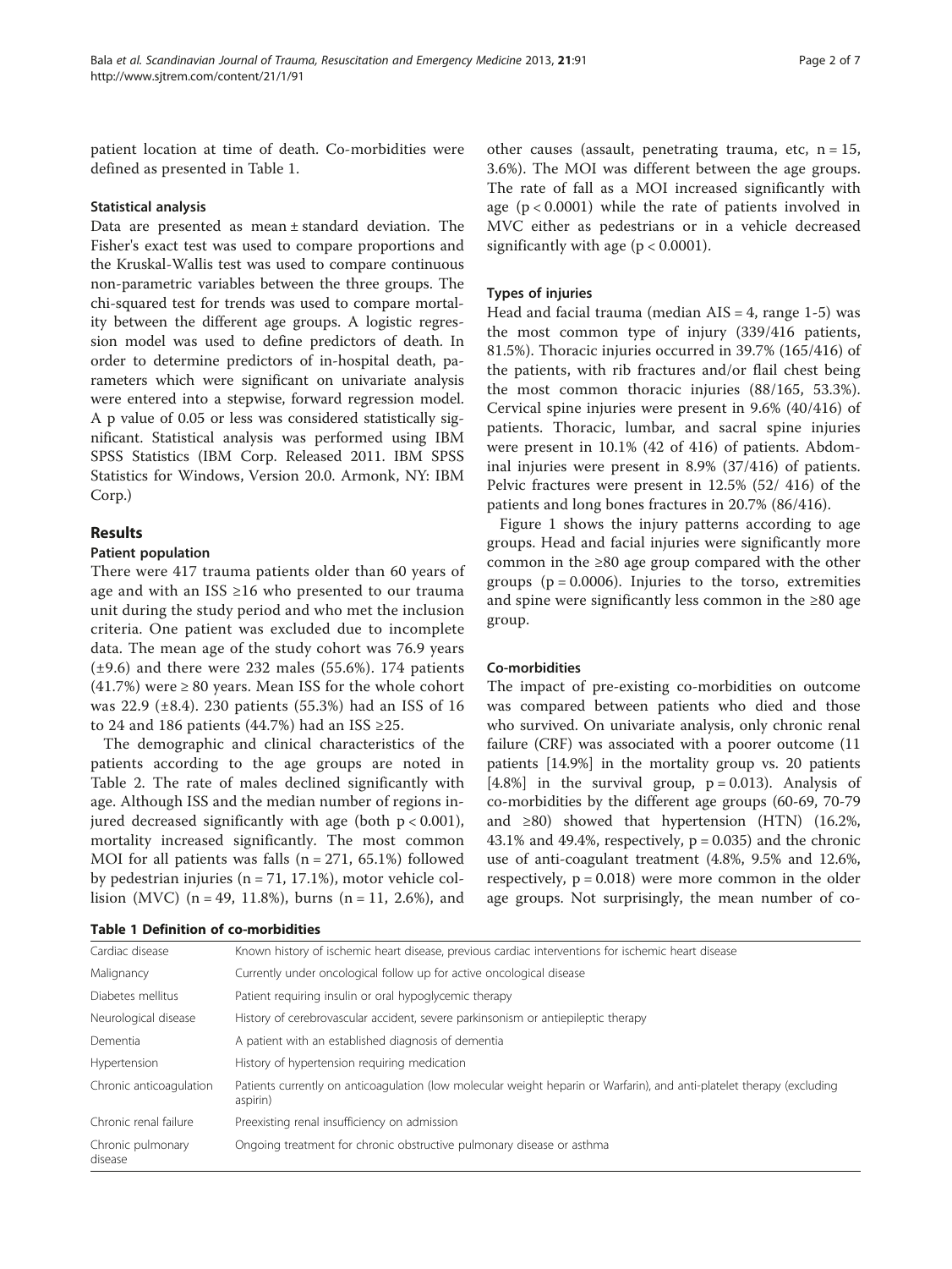patient location at time of death. Co-morbidities were defined as presented in Table 1.

### Statistical analysis

Data are presented as mean ± standard deviation. The Fisher's exact test was used to compare proportions and the Kruskal-Wallis test was used to compare continuous non-parametric variables between the three groups. The chi-squared test for trends was used to compare mortality between the different age groups. A logistic regression model was used to define predictors of death. In order to determine predictors of in-hospital death, parameters which were significant on univariate analysis were entered into a stepwise, forward regression model. A p value of 0.05 or less was considered statistically significant. Statistical analysis was performed using IBM SPSS Statistics (IBM Corp. Released 2011. IBM SPSS Statistics for Windows, Version 20.0. Armonk, NY: IBM Corp.)

## Results

### Patient population

There were 417 trauma patients older than 60 years of age and with an ISS ≥16 who presented to our trauma unit during the study period and who met the inclusion criteria. One patient was excluded due to incomplete data. The mean age of the study cohort was 76.9 years (±9.6) and there were 232 males (55.6%). 174 patients (41.7%) were ≥ 80 years. Mean ISS for the whole cohort was 22.9 (±8.4). 230 patients (55.3%) had an ISS of 16 to 24 and 186 patients (44.7%) had an ISS ≥25.

The demographic and clinical characteristics of the patients according to the age groups are noted in Table 2. The rate of males declined significantly with age. Although ISS and the median number of regions injured decreased significantly with age (both $p < 0.001$), mortality increased significantly. The most common MOI for all patients was falls (n = 271, 65.1%) followed by pedestrian injuries (n = 71, 17.1%), motor vehicle collision (MVC) (n = 49, 11.8%), burns (n = 11, 2.6%), and other causes (assault, penetrating trauma, etc, n = 15, 3.6%). The MOI was different between the age groups. The rate of fall as a MOI increased significantly with age ($p < 0.0001$) while the rate of patients involved in MVC either as pedestrians or in a vehicle decreased significantly with age ($p < 0.0001$).

### Types of injuries

Head and facial trauma (median AIS = 4, range 1-5) was the most common type of injury (339/416 patients, 81.5%). Thoracic injuries occurred in 39.7% (165/416) of the patients, with rib fractures and/or flail chest being the most common thoracic injuries (88/165, 53.3%). Cervical spine injuries were present in 9.6% (40/416) of patients. Thoracic, lumbar, and sacral spine injuries were present in 10.1% (42 of 416) of patients. Abdominal injuries were present in 8.9% (37/416) of patients. Pelvic fractures were present in 12.5% (52/ 416) of the patients and long bones fractures in 20.7% (86/416).

Figure 1 shows the injury patterns according to age groups. Head and facial injuries were significantly more common in the ≥80 age group compared with the other groups ($p = 0.0006$). Injuries to the torso, extremities and spine were significantly less common in the ≥80 age group.

### Co-morbidities

The impact of pre-existing co-morbidities on outcome was compared between patients who died and those who survived. On univariate analysis, only chronic renal failure (CRF) was associated with a poorer outcome (11 patients [14.9%] in the mortality group vs. 20 patients [4.8%] in the survival group, $p = 0.013$). Analysis of co-morbidities by the different age groups (60-69, 70-79 and ≥80) showed that hypertension (HTN) (16.2%, 43.1% and 49.4%, respectively, $p = 0.035$) and the chronic use of anti-coagulant treatment (4.8%, 9.5% and 12.6%, respectively, $p = 0.018$) were more common in the older age groups. Not surprisingly, the mean number of co-

**Table 1 Definition of co-morbidities**

| | |
|---|---|
| Cardiac disease | Known history of ischemic heart disease, previous cardiac interventions for ischemic heart disease |
| Malignancy | Currently under oncological follow up for active oncological disease |
| Diabetes mellitus | Patient requiring insulin or oral hypoglycemic therapy |
| Neurological disease | History of cerebrovascular accident, severe parkinsonism or antiepileptic therapy |
| Dementia | A patient with an established diagnosis of dementia |
| Hypertension | History of hypertension requiring medication |
| Chronic anticoagulation | Patients currently on anticoagulation (low molecular weight heparin or Warfarin), and anti-platelet therapy (excluding aspirin) |
| Chronic renal failure | Preexisting renal insufficiency on admission |
| Chronic pulmonary disease | Ongoing treatment for chronic obstructive pulmonary disease or asthma |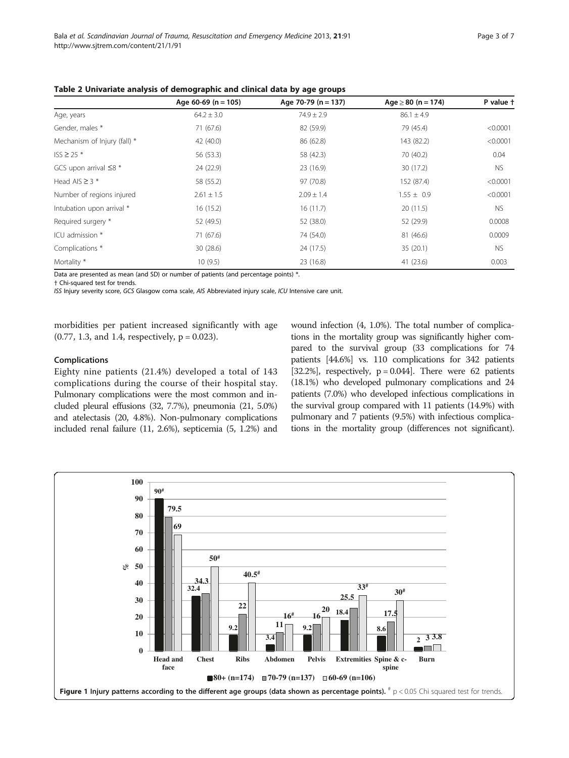**Table 2 Univariate analysis of demographic and clinical data by age groups**

| | Age 60-69 (n = 105) | Age 70-79 (n = 137) | Age ≥ 80 (n = 174) | P value † |
|---|---|---|---|---|
| Age, years | 64.2 ± 3.0 | 74.9 ± 2.9 | 86.1 ± 4.9 | |
| Gender, males * | 71 (67.6) | 82 (59.9) | 79 (45.4) | <0.0001 |
| Mechanism of Injury (fall) * | 42 (40.0) | 86 (62.8) | 143 (82.2) | <0.0001 |
| ISS ≥ 25 * | 56 (53.3) | 58 (42.3) | 70 (40.2) | 0.04 |
| GCS upon arrival ≤8 * | 24 (22.9) | 23 (16.9) | 30 (17.2) | NS |
| Head AIS ≥ 3 * | 58 (55.2) | 97 (70.8) | 152 (87.4) | <0.0001 |
| Number of regions injured | 2.61 ± 1.5 | 2.09 ± 1.4 | 1.55 ± 0.9 | <0.0001 |
| Intubation upon arrival * | 16 (15.2) | 16 (11.7) | 20 (11.5) | NS |
| Required surgery * | 52 (49.5) | 52 (38.0) | 52 (29.9) | 0.0008 |
| ICU admission * | 71 (67.6) | 74 (54.0) | 81 (46.6) | 0.0009 |
| Complications * | 30 (28.6) | 24 (17.5) | 35 (20.1) | NS |
| Mortality * | 10 (9.5) | 23 (16.8) | 41 (23.6) | 0.003 |

Data are presented as mean (and SD) or number of patients (and percentage points) *.

† Chi-squared test for trends.

*ISS* Injury severity score, *GCS* Glasgow coma scale, *AIS* Abbreviated injury scale, *ICU* Intensive care unit.

morbidities per patient increased significantly with age (0.77, 1.3, and 1.4, respectively, p = 0.023).

### Complications

Eighty nine patients (21.4%) developed a total of 143 complications during the course of their hospital stay. Pulmonary complications were the most common and included pleural effusions (32, 7.7%), pneumonia (21, 5.0%) and atelectasis (20, 4.8%). Non-pulmonary complications included renal failure (11, 2.6%), septicemia (5, 1.2%) and wound infection (4, 1.0%). The total number of complications in the mortality group was significantly higher compared to the survival group (33 complications for 74 patients [44.6%] vs. 110 complications for 342 patients [32.2%], respectively, p = 0.044]. There were 62 patients (18.1%) who developed pulmonary complications and 24 patients (7.0%) who developed infectious complications in the survival group compared with 11 patients (14.9%) with pulmonary and 7 patients (9.5%) with infectious complications in the mortality group (differences not significant).

**Figure 1 Injury patterns according to the different age groups (data shown as percentage points).** # p < 0.05 Chi squared test for trends.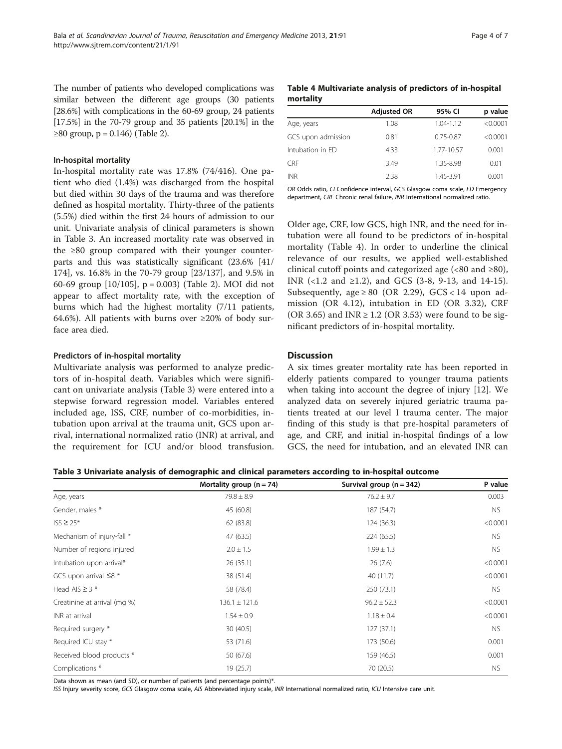The number of patients who developed complications was similar between the different age groups (30 patients [28.6%] with complications in the 60-69 group, 24 patients [17.5%] in the 70-79 group and 35 patients [20.1%] in the ≥80 group, p = 0.146) (Table 2).

#### In-hospital mortality

In-hospital mortality rate was 17.8% (74/416). One patient who died (1.4%) was discharged from the hospital but died within 30 days of the trauma and was therefore defined as hospital mortality. Thirty-three of the patients (5.5%) died within the first 24 hours of admission to our unit. Univariate analysis of clinical parameters is shown in Table 3. An increased mortality rate was observed in the ≥80 group compared with their younger counterparts and this was statistically significant (23.6% [41/174], vs. 16.8% in the 70-79 group [23/137], and 9.5% in 60-69 group [10/105], p = 0.003) (Table 2). MOI did not appear to affect mortality rate, with the exception of burns which had the highest mortality (7/11 patients, 64.6%). All patients with burns over ≥20% of body surface area died.

#### Predictors of in-hospital mortality

Multivariate analysis was performed to analyze predictors of in-hospital death. Variables which were significant on univariate analysis (Table 3) were entered into a stepwise forward regression model. Variables entered included age, ISS, CRF, number of co-morbidities, intubation upon arrival at the trauma unit, GCS upon arrival, international normalized ratio (INR) at arrival, and the requirement for ICU and/or blood transfusion.

**Table 4 Multivariate analysis of predictors of in-hospital mortality**

| | Adjusted OR | 95% CI | p value |
|---|---|---|---|
| Age, years | 1.08 | 1.04-1.12 | <0.0001 |
| GCS upon admission | 0.81 | 0.75-0.87 | <0.0001 |
| Intubation in ED | 4.33 | 1.77-10.57 | 0.001 |
| CRF | 3.49 | 1.35-8.98 | 0.01 |
| INR | 2.38 | 1.45-3.91 | 0.001 |

*OR* Odds ratio, *CI* Confidence interval, *GCS* Glasgow coma scale, *ED* Emergency department, *CRF* Chronic renal failure, *INR* International normalized ratio.

Older age, CRF, low GCS, high INR, and the need for intubation were all found to be predictors of in-hospital mortality (Table 4). In order to underline the clinical relevance of our results, we applied well-established clinical cutoff points and categorized age (<80 and ≥80), INR (<1.2 and ≥1.2), and GCS (3-8, 9-13, and 14-15). Subsequently, age ≥ 80 (OR 2.29), GCS < 14 upon admission (OR 4.12), intubation in ED (OR 3.32), CRF (OR 3.65) and INR ≥ 1.2 (OR 3.53) were found to be significant predictors of in-hospital mortality.

## Discussion

A six times greater mortality rate has been reported in elderly patients compared to younger trauma patients when taking into account the degree of injury [12]. We analyzed data on severely injured geriatric trauma patients treated at our level I trauma center. The major finding of this study is that pre-hospital parameters of age, and CRF, and initial in-hospital findings of a low GCS, the need for intubation, and an elevated INR can

**Table 3 Univariate analysis of demographic and clinical parameters according to in-hospital outcome**

| | Mortality group (n = 74) | Survival group (n = 342) | P value |
|---|---|---|---|
| Age, years | 79.8 ± 8.9 | 76.2 ± 9.7 | 0.003 |
| Gender, males * | 45 (60.8) | 187 (54.7) | NS |
| ISS ≥ 25* | 62 (83.8) | 124 (36.3) | <0.0001 |
| Mechanism of injury-fall * | 47 (63.5) | 224 (65.5) | NS |
| Number of regions injured | 2.0 ± 1.5 | 1.99 ± 1.3 | NS |
| Intubation upon arrival* | 26 (35.1) | 26 (7.6) | <0.0001 |
| GCS upon arrival ≤8 * | 38 (51.4) | 40 (11.7) | <0.0001 |
| Head AIS ≥ 3 * | 58 (78.4) | 250 (73.1) | NS |
| Creatinine at arrival (mg %) | 136.1 ± 121.6 | 96.2 ± 52.3 | <0.0001 |
| INR at arrival | 1.54 ± 0.9 | 1.18 ± 0.4 | <0.0001 |
| Required surgery * | 30 (40.5) | 127 (37.1) | NS |
| Required ICU stay * | 53 (71.6) | 173 (50.6) | 0.001 |
| Received blood products * | 50 (67.6) | 159 (46.5) | 0.001 |
| Complications * | 19 (25.7) | 70 (20.5) | NS |

Data shown as mean (and SD), or number of patients (and percentage points)*.
*ISS* Injury severity score, *GCS* Glasgow coma scale, *AIS* Abbreviated injury scale, *INR* International normalized ratio, *ICU* Intensive care unit.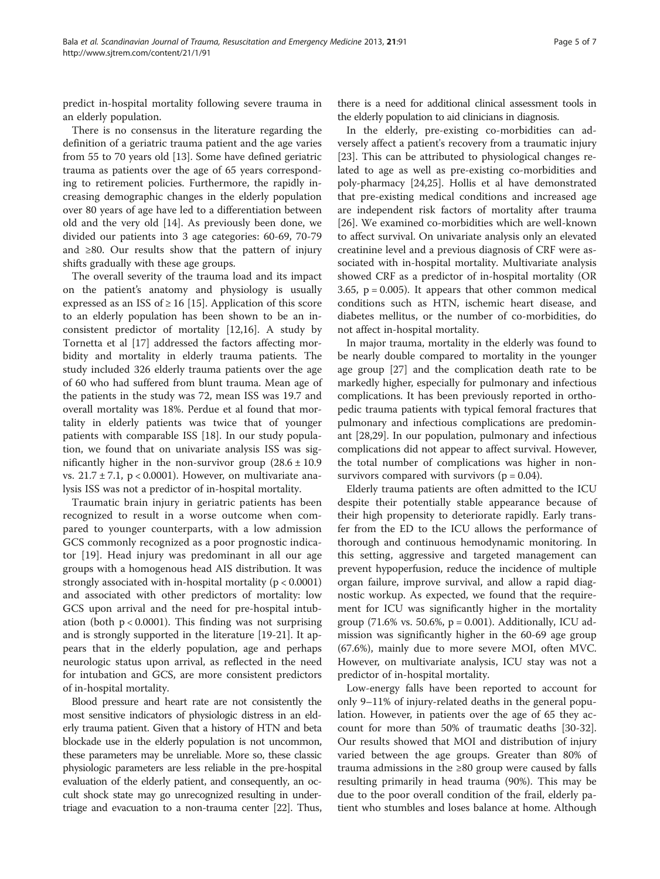predict in-hospital mortality following severe trauma in an elderly population.

There is no consensus in the literature regarding the definition of a geriatric trauma patient and the age varies from 55 to 70 years old [13]. Some have defined geriatric trauma as patients over the age of 65 years corresponding to retirement policies. Furthermore, the rapidly increasing demographic changes in the elderly population over 80 years of age have led to a differentiation between old and the very old [14]. As previously been done, we divided our patients into 3 age categories: 60-69, 70-79 and ≥80. Our results show that the pattern of injury shifts gradually with these age groups.

The overall severity of the trauma load and its impact on the patient's anatomy and physiology is usually expressed as an ISS of ≥ 16 [15]. Application of this score to an elderly population has been shown to be an inconsistent predictor of mortality [12,16]. A study by Tornetta et al [17] addressed the factors affecting morbidity and mortality in elderly trauma patients. The study included 326 elderly trauma patients over the age of 60 who had suffered from blunt trauma. Mean age of the patients in the study was 72, mean ISS was 19.7 and overall mortality was 18%. Perdue et al found that mortality in elderly patients was twice that of younger patients with comparable ISS [18]. In our study population, we found that on univariate analysis ISS was significantly higher in the non-survivor group ($28.6 \pm 10.9$ vs. $21.7 \pm 7.1$, $p < 0.0001$). However, on multivariate analysis ISS was not a predictor of in-hospital mortality.

Traumatic brain injury in geriatric patients has been recognized to result in a worse outcome when compared to younger counterparts, with a low admission GCS commonly recognized as a poor prognostic indicator [19]. Head injury was predominant in all our age groups with a homogenous head AIS distribution. It was strongly associated with in-hospital mortality ($p < 0.0001$) and associated with other predictors of mortality: low GCS upon arrival and the need for pre-hospital intubation (both $p < 0.0001$). This finding was not surprising and is strongly supported in the literature [19-21]. It appears that in the elderly population, age and perhaps neurologic status upon arrival, as reflected in the need for intubation and GCS, are more consistent predictors of in-hospital mortality.

Blood pressure and heart rate are not consistently the most sensitive indicators of physiologic distress in an elderly trauma patient. Given that a history of HTN and beta blockade use in the elderly population is not uncommon, these parameters may be unreliable. More so, these classic physiologic parameters are less reliable in the pre-hospital evaluation of the elderly patient, and consequently, an occult shock state may go unrecognized resulting in undertriage and evacuation to a non-trauma center [22]. Thus, there is a need for additional clinical assessment tools in the elderly population to aid clinicians in diagnosis.

In the elderly, pre-existing co-morbidities can adversely affect a patient's recovery from a traumatic injury [23]. This can be attributed to physiological changes related to age as well as pre-existing co-morbidities and poly-pharmacy [24,25]. Hollis et al have demonstrated that pre-existing medical conditions and increased age are independent risk factors of mortality after trauma [26]. We examined co-morbidities which are well-known to affect survival. On univariate analysis only an elevated creatinine level and a previous diagnosis of CRF were associated with in-hospital mortality. Multivariate analysis showed CRF as a predictor of in-hospital mortality (OR 3.65, $p = 0.005$). It appears that other common medical conditions such as HTN, ischemic heart disease, and diabetes mellitus, or the number of co-morbidities, do not affect in-hospital mortality.

In major trauma, mortality in the elderly was found to be nearly double compared to mortality in the younger age group [27] and the complication death rate to be markedly higher, especially for pulmonary and infectious complications. It has been previously reported in orthopedic trauma patients with typical femoral fractures that pulmonary and infectious complications are predominant [28,29]. In our population, pulmonary and infectious complications did not appear to affect survival. However, the total number of complications was higher in non-survivors compared with survivors ($p = 0.04$).

Elderly trauma patients are often admitted to the ICU despite their potentially stable appearance because of their high propensity to deteriorate rapidly. Early transfer from the ED to the ICU allows the performance of thorough and continuous hemodynamic monitoring. In this setting, aggressive and targeted management can prevent hypoperfusion, reduce the incidence of multiple organ failure, improve survival, and allow a rapid diagnostic workup. As expected, we found that the requirement for ICU was significantly higher in the mortality group (71.6% vs. 50.6%, $p = 0.001$). Additionally, ICU admission was significantly higher in the 60-69 age group (67.6%), mainly due to more severe MOI, often MVC. However, on multivariate analysis, ICU stay was not a predictor of in-hospital mortality.

Low-energy falls have been reported to account for only 9–11% of injury-related deaths in the general population. However, in patients over the age of 65 they account for more than 50% of traumatic deaths [30-32]. Our results showed that MOI and distribution of injury varied between the age groups. Greater than 80% of trauma admissions in the ≥80 group were caused by falls resulting primarily in head trauma (90%). This may be due to the poor overall condition of the frail, elderly patient who stumbles and loses balance at home. Although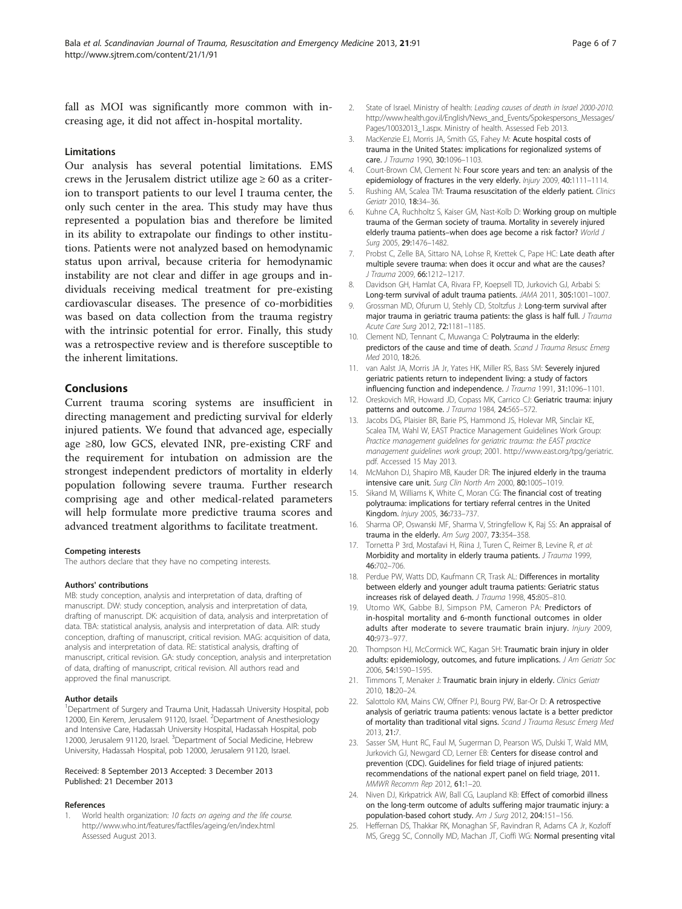fall as MOI was significantly more common with increasing age, it did not affect in-hospital mortality.

### Limitations

Our analysis has several potential limitations. EMS crews in the Jerusalem district utilize age ≥ 60 as a criterion to transport patients to our level I trauma center, the only such center in the area. This study may have thus represented a population bias and therefore be limited in its ability to extrapolate our findings to other institutions. Patients were not analyzed based on hemodynamic status upon arrival, because criteria for hemodynamic instability are not clear and differ in age groups and individuals receiving medical treatment for pre-existing cardiovascular diseases. The presence of co-morbidities was based on data collection from the trauma registry with the intrinsic potential for error. Finally, this study was a retrospective review and is therefore susceptible to the inherent limitations.

## Conclusions

Current trauma scoring systems are insufficient in directing management and predicting survival for elderly injured patients. We found that advanced age, especially age ≥80, low GCS, elevated INR, pre-existing CRF and the requirement for intubation on admission are the strongest independent predictors of mortality in elderly population following severe trauma. Further research comprising age and other medical-related parameters will help formulate more predictive trauma scores and advanced treatment algorithms to facilitate treatment.

#### Competing interests

The authors declare that they have no competing interests.

#### Authors' contributions

MB: study conception, analysis and interpretation of data, drafting of manuscript. DW: study conception, analysis and interpretation of data, drafting of manuscript. DK: acquisition of data, analysis and interpretation of data. TBA: statistical analysis, analysis and interpretation of data. AIR: study conception, drafting of manuscript, critical revision. MAG: acquisition of data, analysis and interpretation of data. RE: statistical analysis, drafting of manuscript, critical revision. GA: study conception, analysis and interpretation of data, drafting of manuscript, critical revision. All authors read and approved the final manuscript.

#### Author details

[1]Department of Surgery and Trauma Unit, Hadassah University Hospital, pob 12000, Ein Kerem, Jerusalem 91120, Israel. [2]Department of Anesthesiology and Intensive Care, Hadassah University Hospital, Hadassah Hospital, pob 12000, Jerusalem 91120, Israel. [3]Department of Social Medicine, Hebrew University, Hadassah Hospital, pob 12000, Jerusalem 91120, Israel.

Received: 8 September 2013 Accepted: 3 December 2013
Published: 21 December 2013

#### References

1. World health organization: *10 facts on ageing and the life course.* http://www.who.int/features/factfiles/ageing/en/index.html Assessed August 2013.
2. State of Israel. Ministry of health: *Leading causes of death in Israel 2000-2010.* http://www.health.gov.il/English/News_and_Events/Spokespersons_Messages/Pages/10032013_1.aspx. Ministry of health. Assessed Feb 2013.
3. MacKenzie EJ, Morris JA, Smith GS, Fahey M: **Acute hospital costs of trauma in the United States: implications for regionalized systems of care.** *J Trauma* 1990, **30:**1096–1103.
4. Court-Brown CM, Clement N: **Four score years and ten: an analysis of the epidemiology of fractures in the very elderly.** *Injury* 2009, **40:**1111–1114.
5. Rushing AM, Scalea TM: **Trauma resuscitation of the elderly patient.** *Clinics Geriatr* 2010, **18:**34–36.
6. Kuhne CA, Ruchholtz S, Kaiser GM, Nast-Kolb D: **Working group on multiple trauma of the German society of trauma. Mortality in severely injured elderly trauma patients–when does age become a risk factor?** *World J Surg* 2005, **29:**1476–1482.
7. Probst C, Zelle BA, Sittaro NA, Lohse R, Krettek C, Pape HC: **Late death after multiple severe trauma: when does it occur and what are the causes?** *J Trauma* 2009, **66:**1212–1217.
8. Davidson GH, Hamlat CA, Rivara FP, Koepsell TD, Jurkovich GJ, Arbabi S: **Long-term survival of adult trauma patients.** *JAMA* 2011, **305:**1001–1007.
9. Grossman MD, Ofurum U, Stehly CD, Stoltzfus J: **Long-term survival after major trauma in geriatric trauma patients: the glass is half full.** *J Trauma Acute Care Surg* 2012, **72:**1181–1185.
10. Clement ND, Tennant C, Muwanga C: **Polytrauma in the elderly: predictors of the cause and time of death.** *Scand J Trauma Resusc Emerg Med* 2010, **18:**26.
11. van Aalst JA, Morris JA Jr, Yates HK, Miller RS, Bass SM: **Severely injured geriatric patients return to independent living: a study of factors influencing function and independence.** *J Trauma* 1991, **31:**1096–1101.
12. Oreskovich MR, Howard JD, Copass MK, Carrico CJ: **Geriatric trauma: injury patterns and outcome.** *J Trauma* 1984, **24:**565–572.
13. Jacobs DG, Plaisier BR, Barie PS, Hammond JS, Holevar MR, Sinclair KE, Scalea TM, Wahl W, EAST Practice Management Guidelines Work Group: *Practice management guidelines for geriatric trauma: the EAST practice management guidelines work group*; 2001. http://www.east.org/tpg/geriatric.pdf. Accessed 15 May 2013.
14. McMahon DJ, Shapiro MB, Kauder DR: **The injured elderly in the trauma intensive care unit.** *Surg Clin North Am* 2000, **80:**1005–1019.
15. Sikand M, Williams K, White C, Moran CG: **The financial cost of treating polytrauma: implications for tertiary referral centres in the United Kingdom.** *Injury* 2005, **36:**733–737.
16. Sharma OP, Oswanski MF, Sharma V, Stringfellow K, Raj SS: **An appraisal of trauma in the elderly.** *Am Surg* 2007, **73:**354–358.
17. Tornetta P 3rd, Mostafavi H, Riina J, Turen C, Reimer B, Levine R, *et al*: **Morbidity and mortality in elderly trauma patients.** *J Trauma* 1999, **46:**702–706.
18. Perdue PW, Watts DD, Kaufmann CR, Trask AL: **Differences in mortality between elderly and younger adult trauma patients: Geriatric status increases risk of delayed death.** *J Trauma* 1998, **45:**805–810.
19. Utomo WK, Gabbe BJ, Simpson PM, Cameron PA: **Predictors of in-hospital mortality and 6-month functional outcomes in older adults after moderate to severe traumatic brain injury.** *Injury* 2009, **40:**973–977.
20. Thompson HJ, McCormick WC, Kagan SH: **Traumatic brain injury in older adults: epidemiology, outcomes, and future implications.** *J Am Geriatr Soc* 2006, **54:**1590–1595.
21. Timmons T, Menaker J: **Traumatic brain injury in elderly.** *Clinics Geriatr* 2010, **18:**20–24.
22. Salottolo KM, Mains CW, Offner PJ, Bourg PW, Bar-Or D: **A retrospective analysis of geriatric trauma patients: venous lactate is a better predictor of mortality than traditional vital signs.** *Scand J Trauma Resusc Emerg Med* 2013, **21:**7.
23. Sasser SM, Hunt RC, Faul M, Sugerman D, Pearson WS, Dulski T, Wald MM, Jurkovich GJ, Newgard CD, Lerner EB: **Centers for disease control and prevention (CDC). Guidelines for field triage of injured patients: recommendations of the national expert panel on field triage, 2011.** *MMWR Recomm Rep* 2012, **61:**1–20.
24. Niven DJ, Kirkpatrick AW, Ball CG, Laupland KB: **Effect of comorbid illness on the long-term outcome of adults suffering major traumatic injury: a population-based cohort study.** *Am J Surg* 2012, **204:**151–156.
25. Heffernan DS, Thakkar RK, Monaghan SF, Ravindran R, Adams CA Jr, Kozloff MS, Gregg SC, Connolly MD, Machan JT, Cioffi WG: **Normal presenting vital**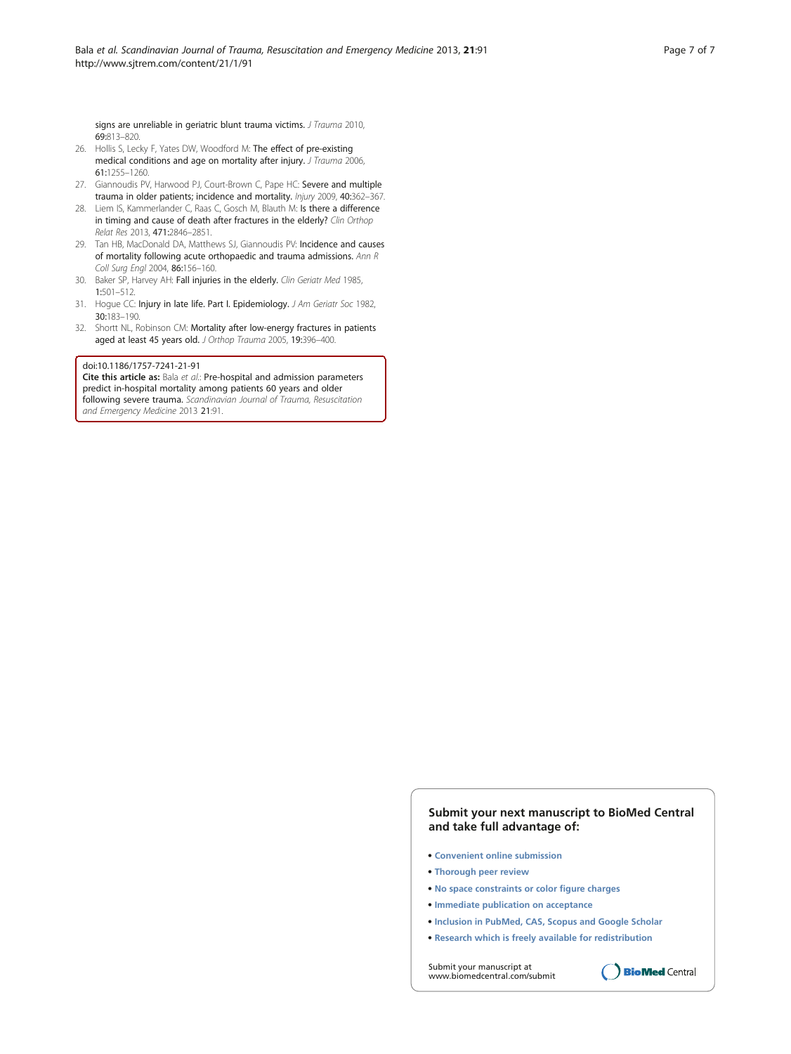signs are unreliable in geriatric blunt trauma victims. *J Trauma* 2010, **69:**813–820.

26. Hollis S, Lecky F, Yates DW, Woodford M: **The effect of pre-existing medical conditions and age on mortality after injury.** *J Trauma* 2006, **61:**1255–1260.
27. Giannoudis PV, Harwood PJ, Court-Brown C, Pape HC: **Severe and multiple trauma in older patients; incidence and mortality.** *Injury* 2009, **40:**362–367.
28. Liem IS, Kammerlander C, Raas C, Gosch M, Blauth M: **Is there a difference in timing and cause of death after fractures in the elderly?** *Clin Orthop Relat Res* 2013, **471:**2846–2851.
29. Tan HB, MacDonald DA, Matthews SJ, Giannoudis PV: **Incidence and causes of mortality following acute orthopaedic and trauma admissions.** *Ann R Coll Surg Engl* 2004, **86:**156–160.
30. Baker SP, Harvey AH: **Fall injuries in the elderly.** *Clin Geriatr Med* 1985, **1:**501–512.
31. Hogue CC: **Injury in late life. Part I. Epidemiology.** *J Am Geriatr Soc* 1982, **30:**183–190.
32. Shortt NL, Robinson CM: **Mortality after low-energy fractures in patients aged at least 45 years old.** *J Orthop Trauma* 2005, **19:**396–400.

doi:10.1186/1757-7241-21-91

**Cite this article as:** Bala *et al.*: Pre-hospital and admission parameters predict in-hospital mortality among patients 60 years and older following severe trauma. *Scandinavian Journal of Trauma, Resuscitation and Emergency Medicine* 2013 **21**:91.

**Submit your next manuscript to BioMed Central and take full advantage of:**

- **Convenient online submission**
- **Thorough peer review**
- **No space constraints or color figure charges**
- **Immediate publication on acceptance**
- **Inclusion in PubMed, CAS, Scopus and Google Scholar**
- **Research which is freely available for redistribution**

Submit your manuscript at
www.biomedcentral.com/submit

BioMed Central